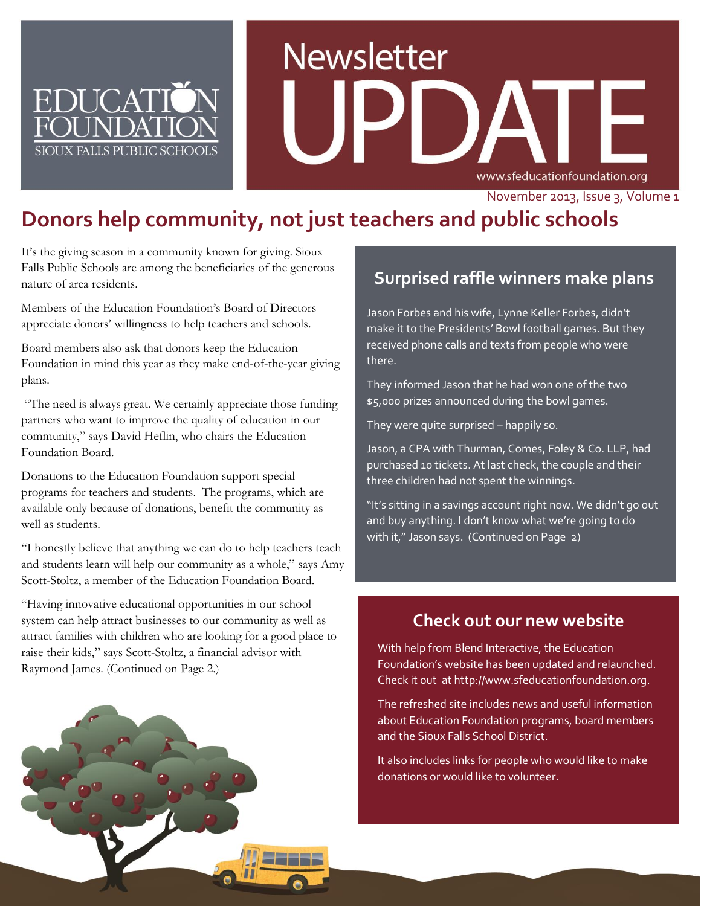# Education Foundation — Sioux Falls Public Schools

# Newsletter UPDATE

www.sfeducationfoundation.org

November 2013, Issue 3, Volume 1

## Donors help community, not just teachers and public schools

It's the giving season in a community known for giving. Sioux Falls Public Schools are among the beneficiaries of the generous nature of area residents.

Members of the Education Foundation's Board of Directors appreciate donors' willingness to help teachers and schools.

Board members also ask that donors keep the Education Foundation in mind this year as they make end-of-the-year giving plans.

"The need is always great. We certainly appreciate those funding partners who want to improve the quality of education in our community," says David Heflin, who chairs the Education Foundation Board.

Donations to the Education Foundation support special programs for teachers and students. The programs, which are available only because of donations, benefit the community as well as students.

"I honestly believe that anything we can do to help teachers teach and students learn will help our community as a whole," says Amy Scott-Stoltz, a member of the Education Foundation Board.

"Having innovative educational opportunities in our school system can help attract businesses to our community as well as attract families with children who are looking for a good place to raise their kids," says Scott-Stoltz, a financial advisor with Raymond James. (Continued on Page 2.)

### Surprised raffle winners make plans

Jason Forbes and his wife, Lynne Keller Forbes, didn't make it to the Presidents' Bowl football games. But they received phone calls and texts from people who were there.

They informed Jason that he had won one of the two $5,000 prizes announced during the bowl games.

They were quite surprised – happily so.

Jason, a CPA with Thurman, Comes, Foley & Co. LLP, had purchased 10 tickets. At last check, the couple and their three children had not spent the winnings.

"It's sitting in a savings account right now. We didn't go out and buy anything. I don't know what we're going to do with it," Jason says. (Continued on Page 2)

### Check out our new website

With help from Blend Interactive, the Education Foundation's website has been updated and relaunched. Check it out at http://www.sfeducationfoundation.org.

The refreshed site includes news and useful information about Education Foundation programs, board members and the Sioux Falls School District.

It also includes links for people who would like to make donations or would like to volunteer.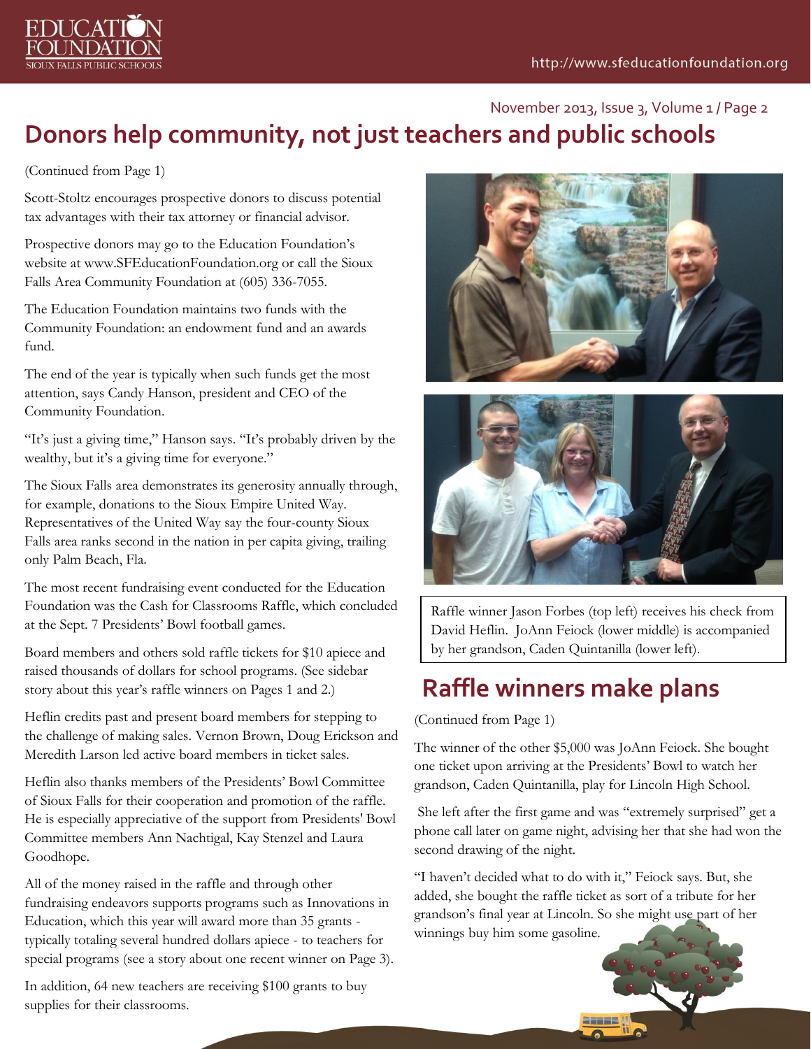# Donors help community, not just teachers and public schools

(Continued from Page 1)

Scott-Stoltz encourages prospective donors to discuss potential tax advantages with their tax attorney or financial advisor.

Prospective donors may go to the Education Foundation's website at www.SFEducationFoundation.org or call the Sioux Falls Area Community Foundation at (605) 336-7055.

The Education Foundation maintains two funds with the Community Foundation: an endowment fund and an awards fund.

The end of the year is typically when such funds get the most attention, says Candy Hanson, president and CEO of the Community Foundation.

"It's just a giving time," Hanson says. "It's probably driven by the wealthy, but it's a giving time for everyone."

The Sioux Falls area demonstrates its generosity annually through, for example, donations to the Sioux Empire United Way. Representatives of the United Way say the four-county Sioux Falls area ranks second in the nation in per capita giving, trailing only Palm Beach, Fla.

The most recent fundraising event conducted for the Education Foundation was the Cash for Classrooms Raffle, which concluded at the Sept. 7 Presidents' Bowl football games.

Board members and others sold raffle tickets for $10 apiece and raised thousands of dollars for school programs. (See sidebar story about this year's raffle winners on Pages 1 and 2.)

Heflin credits past and present board members for stepping to the challenge of making sales. Vernon Brown, Doug Erickson and Meredith Larson led active board members in ticket sales.

Heflin also thanks members of the Presidents' Bowl Committee of Sioux Falls for their cooperation and promotion of the raffle. He is especially appreciative of the support from Presidents' Bowl Committee members Ann Nachtigal, Kay Stenzel and Laura Goodhope.

All of the money raised in the raffle and through other fundraising endeavors supports programs such as Innovations in Education, which this year will award more than 35 grants - typically totaling several hundred dollars apiece - to teachers for special programs (see a story about one recent winner on Page 3).

In addition, 64 new teachers are receiving $100 grants to buy supplies for their classrooms.

Raffle winner Jason Forbes (top left) receives his check from David Heflin. JoAnn Feiock (lower middle) is accompanied by her grandson, Caden Quintanilla (lower left).

## Raffle winners make plans

(Continued from Page 1)

The winner of the other $5,000 was JoAnn Feiock. She bought one ticket upon arriving at the Presidents' Bowl to watch her grandson, Caden Quintanilla, play for Lincoln High School.

She left after the first game and was "extremely surprised" get a phone call later on game night, advising her that she had won the second drawing of the night.

"I haven't decided what to do with it," Feiock says. But, she added, she bought the raffle ticket as sort of a tribute for her grandson's final year at Lincoln. So she might use part of her winnings buy him some gasoline.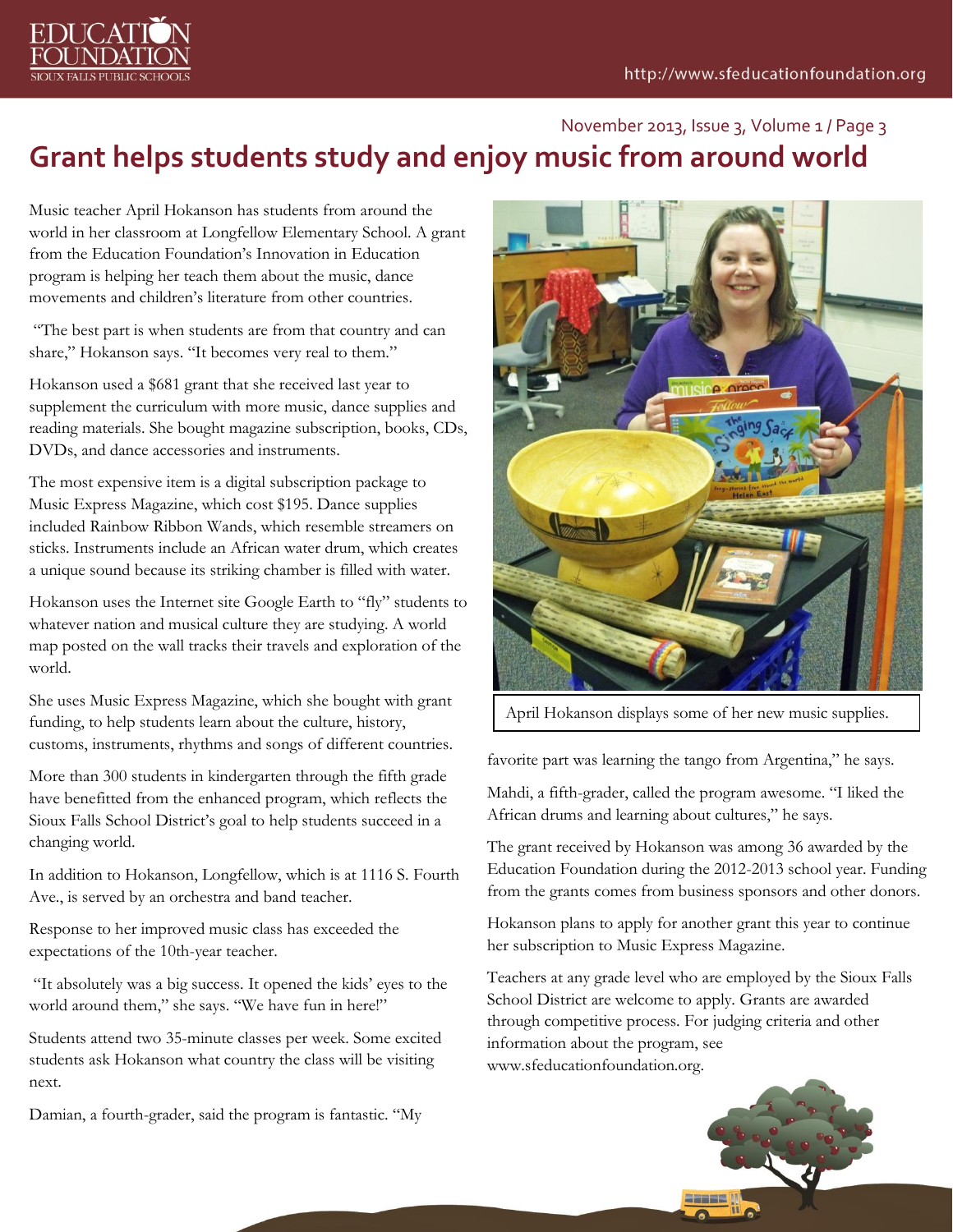# Grant helps students study and enjoy music from around world

Music teacher April Hokanson has students from around the world in her classroom at Longfellow Elementary School. A grant from the Education Foundation's Innovation in Education program is helping her teach them about the music, dance movements and children's literature from other countries.

"The best part is when students are from that country and can share," Hokanson says. "It becomes very real to them."

Hokanson used a $681 grant that she received last year to supplement the curriculum with more music, dance supplies and reading materials. She bought magazine subscription, books, CDs, DVDs, and dance accessories and instruments.

The most expensive item is a digital subscription package to Music Express Magazine, which cost $195. Dance supplies included Rainbow Ribbon Wands, which resemble streamers on sticks. Instruments include an African water drum, which creates a unique sound because its striking chamber is filled with water.

Hokanson uses the Internet site Google Earth to "fly" students to whatever nation and musical culture they are studying. A world map posted on the wall tracks their travels and exploration of the world.

She uses Music Express Magazine, which she bought with grant funding, to help students learn about the culture, history, customs, instruments, rhythms and songs of different countries.

More than 300 students in kindergarten through the fifth grade have benefitted from the enhanced program, which reflects the Sioux Falls School District's goal to help students succeed in a changing world.

In addition to Hokanson, Longfellow, which is at 1116 S. Fourth Ave., is served by an orchestra and band teacher.

Response to her improved music class has exceeded the expectations of the 10th-year teacher.

"It absolutely was a big success. It opened the kids' eyes to the world around them," she says. "We have fun in here!"

Students attend two 35-minute classes per week. Some excited students ask Hokanson what country the class will be visiting next.

Damian, a fourth-grader, said the program is fantastic. "My favorite part was learning the tango from Argentina," he says.

April Hokanson displays some of her new music supplies.

Mahdi, a fifth-grader, called the program awesome. "I liked the African drums and learning about cultures," he says.

The grant received by Hokanson was among 36 awarded by the Education Foundation during the 2012-2013 school year. Funding from the grants comes from business sponsors and other donors.

Hokanson plans to apply for another grant this year to continue her subscription to Music Express Magazine.

Teachers at any grade level who are employed by the Sioux Falls School District are welcome to apply. Grants are awarded through competitive process. For judging criteria and other information about the program, see www.sfeducationfoundation.org.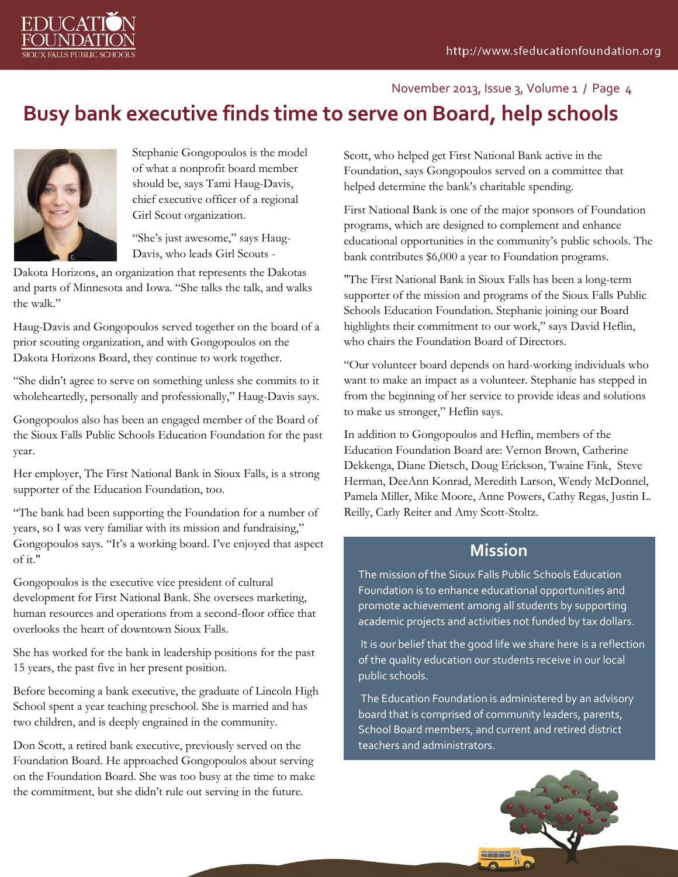# Busy bank executive finds time to serve on Board, help schools

Stephanie Gongopoulos is the model of what a nonprofit board member should be, says Tami Haug-Davis, chief executive officer of a regional Girl Scout organization.

"She's just awesome," says Haug-Davis, who leads Girl Scouts - Dakota Horizons, an organization that represents the Dakotas and parts of Minnesota and Iowa. "She talks the talk, and walks the walk."

Haug-Davis and Gongopoulos served together on the board of a prior scouting organization, and with Gongopoulos on the Dakota Horizons Board, they continue to work together.

"She didn't agree to serve on something unless she commits to it wholeheartedly, personally and professionally," Haug-Davis says.

Gongopoulos also has been an engaged member of the Board of the Sioux Falls Public Schools Education Foundation for the past year.

Her employer, The First National Bank in Sioux Falls, is a strong supporter of the Education Foundation, too.

"The bank had been supporting the Foundation for a number of years, so I was very familiar with its mission and fundraising," Gongopoulos says. "It's a working board. I've enjoyed that aspect of it."

Gongopoulos is the executive vice president of cultural development for First National Bank. She oversees marketing, human resources and operations from a second-floor office that overlooks the heart of downtown Sioux Falls.

She has worked for the bank in leadership positions for the past 15 years, the past five in her present position.

Before becoming a bank executive, the graduate of Lincoln High School spent a year teaching preschool. She is married and has two children, and is deeply engrained in the community.

Don Scott, a retired bank executive, previously served on the Foundation Board. He approached Gongopoulos about serving on the Foundation Board. She was too busy at the time to make the commitment, but she didn't rule out serving in the future.

Scott, who helped get First National Bank active in the Foundation, says Gongopoulos served on a committee that helped determine the bank's charitable spending.

First National Bank is one of the major sponsors of Foundation programs, which are designed to complement and enhance educational opportunities in the community's public schools. The bank contributes $6,000 a year to Foundation programs.

"The First National Bank in Sioux Falls has been a long-term supporter of the mission and programs of the Sioux Falls Public Schools Education Foundation. Stephanie joining our Board highlights their commitment to our work," says David Heflin, who chairs the Foundation Board of Directors.

"Our volunteer board depends on hard-working individuals who want to make an impact as a volunteer. Stephanie has stepped in from the beginning of her service to provide ideas and solutions to make us stronger," Heflin says.

In addition to Gongopoulos and Heflin, members of the Education Foundation Board are: Vernon Brown, Catherine Dekkenga, Diane Dietsch, Doug Erickson, Twaine Fink, Steve Herman, DeeAnn Konrad, Meredith Larson, Wendy McDonnel, Pamela Miller, Mike Moore, Anne Powers, Cathy Regas, Justin L. Reilly, Carly Reiter and Amy Scott-Stoltz.

## Mission

The mission of the Sioux Falls Public Schools Education Foundation is to enhance educational opportunities and promote achievement among all students by supporting academic projects and activities not funded by tax dollars.

It is our belief that the good life we share here is a reflection of the quality education our students receive in our local public schools.

The Education Foundation is administered by an advisory board that is comprised of community leaders, parents, School Board members, and current and retired district teachers and administrators.